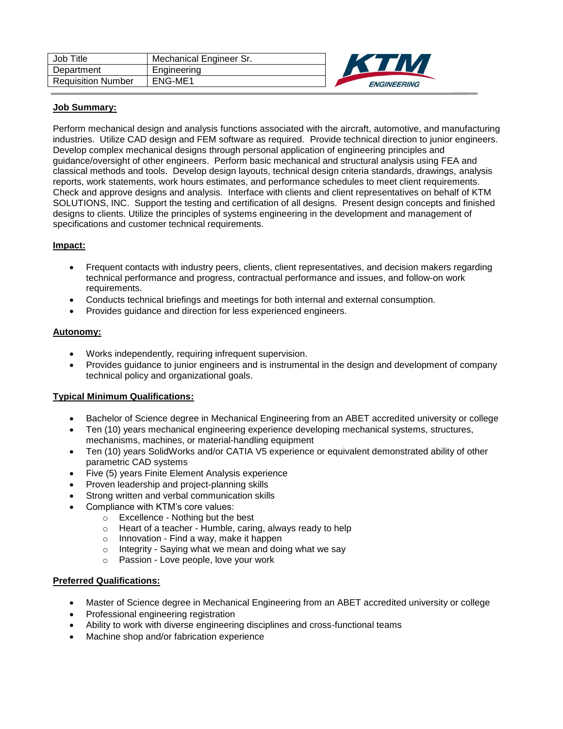| Job Title | Mechanical Engineer Sr. |
| --- | --- |
| Department | Engineering |
| Requisition Number | ENG-ME1 |

KTM ENGINEERING

**Job Summary:**

Perform mechanical design and analysis functions associated with the aircraft, automotive, and manufacturing industries. Utilize CAD design and FEM software as required. Provide technical direction to junior engineers. Develop complex mechanical designs through personal application of engineering principles and guidance/oversight of other engineers. Perform basic mechanical and structural analysis using FEA and classical methods and tools. Develop design layouts, technical design criteria standards, drawings, analysis reports, work statements, work hours estimates, and performance schedules to meet client requirements. Check and approve designs and analysis. Interface with clients and client representatives on behalf of KTM SOLUTIONS, INC. Support the testing and certification of all designs. Present design concepts and finished designs to clients. Utilize the principles of systems engineering in the development and management of specifications and customer technical requirements.

**Impact:**

- Frequent contacts with industry peers, clients, client representatives, and decision makers regarding technical performance and progress, contractual performance and issues, and follow-on work requirements.
- Conducts technical briefings and meetings for both internal and external consumption.
- Provides guidance and direction for less experienced engineers.

**Autonomy:**

- Works independently, requiring infrequent supervision.
- Provides guidance to junior engineers and is instrumental in the design and development of company technical policy and organizational goals.

**Typical Minimum Qualifications:**

- Bachelor of Science degree in Mechanical Engineering from an ABET accredited university or college
- Ten (10) years mechanical engineering experience developing mechanical systems, structures, mechanisms, machines, or material-handling equipment
- Ten (10) years SolidWorks and/or CATIA V5 experience or equivalent demonstrated ability of other parametric CAD systems
- Five (5) years Finite Element Analysis experience
- Proven leadership and project-planning skills
- Strong written and verbal communication skills
- Compliance with KTM's core values:
  - Excellence - Nothing but the best
  - Heart of a teacher - Humble, caring, always ready to help
  - Innovation - Find a way, make it happen
  - Integrity - Saying what we mean and doing what we say
  - Passion - Love people, love your work

**Preferred Qualifications:**

- Master of Science degree in Mechanical Engineering from an ABET accredited university or college
- Professional engineering registration
- Ability to work with diverse engineering disciplines and cross-functional teams
- Machine shop and/or fabrication experience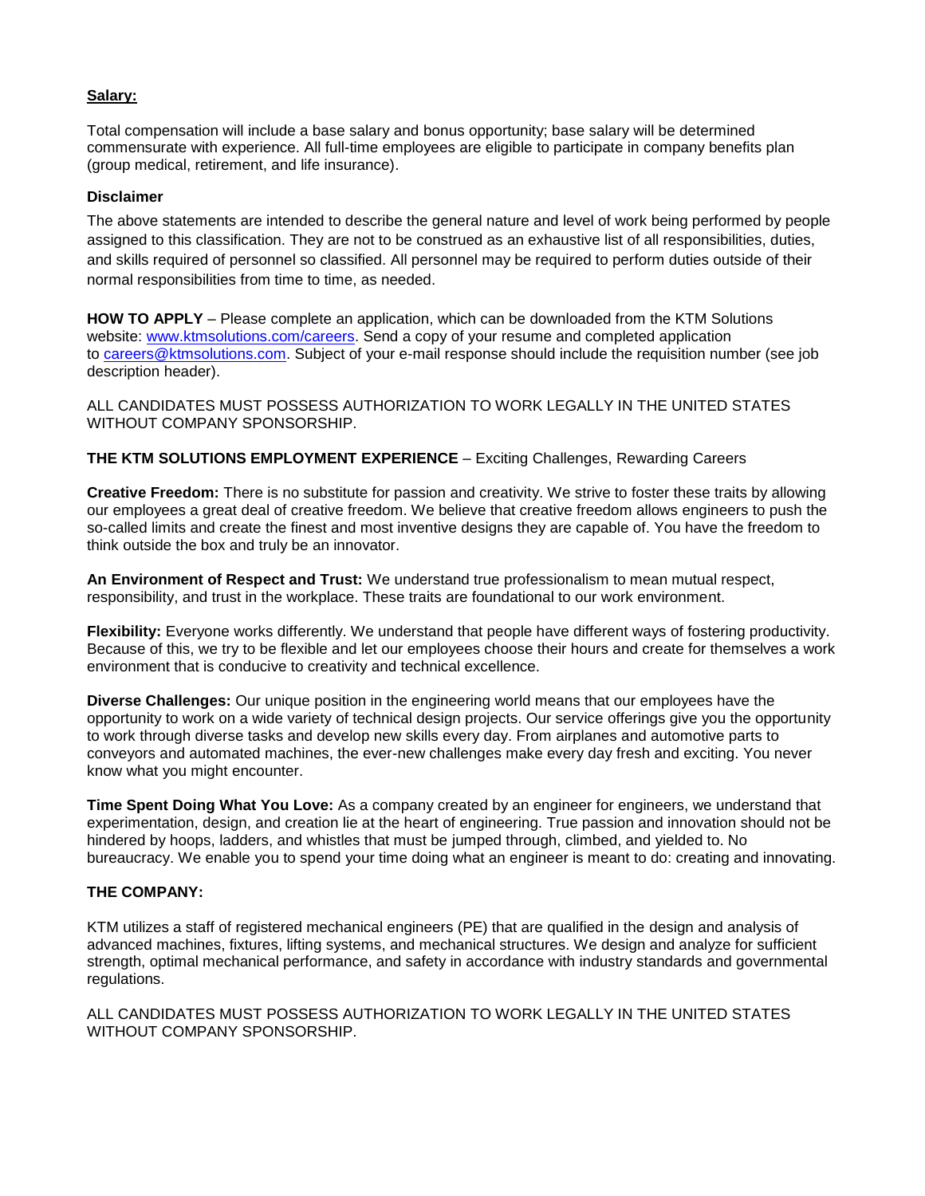**Salary:**

Total compensation will include a base salary and bonus opportunity; base salary will be determined commensurate with experience. All full-time employees are eligible to participate in company benefits plan (group medical, retirement, and life insurance).

**Disclaimer**

The above statements are intended to describe the general nature and level of work being performed by people assigned to this classification. They are not to be construed as an exhaustive list of all responsibilities, duties, and skills required of personnel so classified. All personnel may be required to perform duties outside of their normal responsibilities from time to time, as needed.

**HOW TO APPLY** – Please complete an application, which can be downloaded from the KTM Solutions website: [www.ktmsolutions.com/careers](http://www.ktmsolutions.com/careers). Send a copy of your resume and completed application to [careers@ktmsolutions.com](mailto:careers@ktmsolutions.com). Subject of your e-mail response should include the requisition number (see job description header).

ALL CANDIDATES MUST POSSESS AUTHORIZATION TO WORK LEGALLY IN THE UNITED STATES WITHOUT COMPANY SPONSORSHIP.

**THE KTM SOLUTIONS EMPLOYMENT EXPERIENCE** – Exciting Challenges, Rewarding Careers

**Creative Freedom:** There is no substitute for passion and creativity. We strive to foster these traits by allowing our employees a great deal of creative freedom. We believe that creative freedom allows engineers to push the so-called limits and create the finest and most inventive designs they are capable of. You have the freedom to think outside the box and truly be an innovator.

**An Environment of Respect and Trust:** We understand true professionalism to mean mutual respect, responsibility, and trust in the workplace. These traits are foundational to our work environment.

**Flexibility:** Everyone works differently. We understand that people have different ways of fostering productivity. Because of this, we try to be flexible and let our employees choose their hours and create for themselves a work environment that is conducive to creativity and technical excellence.

**Diverse Challenges:** Our unique position in the engineering world means that our employees have the opportunity to work on a wide variety of technical design projects. Our service offerings give you the opportunity to work through diverse tasks and develop new skills every day. From airplanes and automotive parts to conveyors and automated machines, the ever-new challenges make every day fresh and exciting. You never know what you might encounter.

**Time Spent Doing What You Love:** As a company created by an engineer for engineers, we understand that experimentation, design, and creation lie at the heart of engineering. True passion and innovation should not be hindered by hoops, ladders, and whistles that must be jumped through, climbed, and yielded to. No bureaucracy. We enable you to spend your time doing what an engineer is meant to do: creating and innovating.

**THE COMPANY:**

KTM utilizes a staff of registered mechanical engineers (PE) that are qualified in the design and analysis of advanced machines, fixtures, lifting systems, and mechanical structures. We design and analyze for sufficient strength, optimal mechanical performance, and safety in accordance with industry standards and governmental regulations.

ALL CANDIDATES MUST POSSESS AUTHORIZATION TO WORK LEGALLY IN THE UNITED STATES WITHOUT COMPANY SPONSORSHIP.